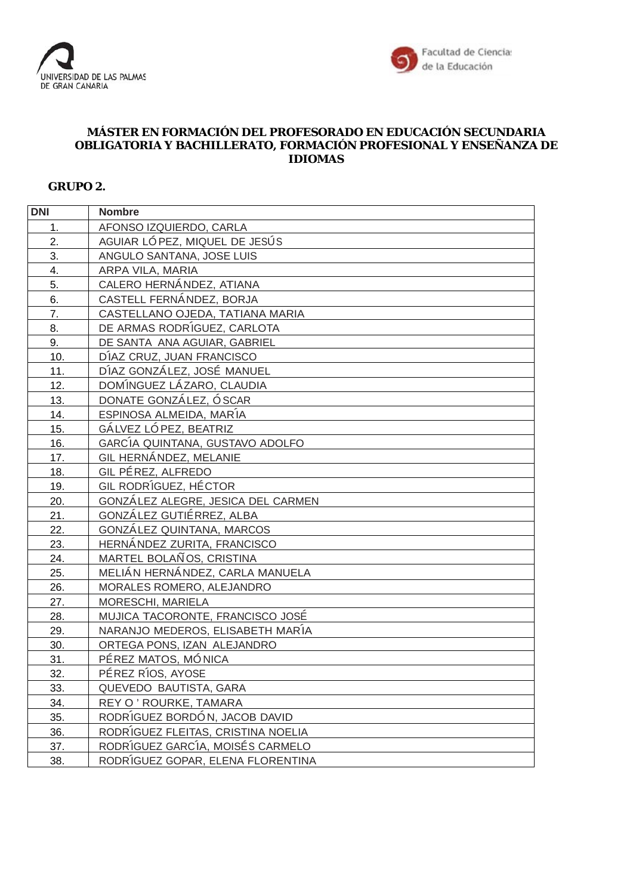UNIVERSIDAD DE LAS PALMAS DE GRAN CANARIA

Facultad de Ciencias de la Educación

**MÁSTER EN FORMACIÓN DEL PROFESORADO EN EDUCACIÓN SECUNDARIA OBLIGATORIA Y BACHILLERATO, FORMACIÓN PROFESIONAL Y ENSEÑANZA DE IDIOMAS**

**GRUPO 2.**

| DNI | Nombre |
| --- | --- |
| 1. | AFONSO IZQUIERDO, CARLA |
| 2. | AGUIAR LÓPEZ, MIQUEL DE JESÚS |
| 3. | ANGULO SANTANA, JOSE LUIS |
| 4. | ARPA VILA, MARIA |
| 5. | CALERO HERNÁNDEZ, ATIANA |
| 6. | CASTELL FERNÁNDEZ, BORJA |
| 7. | CASTELLANO OJEDA, TATIANA MARIA |
| 8. | DE ARMAS RODRÍGUEZ, CARLOTA |
| 9. | DE SANTA ANA AGUIAR, GABRIEL |
| 10. | DÍAZ CRUZ, JUAN FRANCISCO |
| 11. | DÍAZ GONZÁLEZ, JOSÉ MANUEL |
| 12. | DOMÍNGUEZ LÁZARO, CLAUDIA |
| 13. | DONATE GONZÁLEZ, ÓSCAR |
| 14. | ESPINOSA ALMEIDA, MARÍA |
| 15. | GÁLVEZ LÓPEZ, BEATRIZ |
| 16. | GARCÍA QUINTANA, GUSTAVO ADOLFO |
| 17. | GIL HERNÁNDEZ, MELANIE |
| 18. | GIL PÉREZ, ALFREDO |
| 19. | GIL RODRÍGUEZ, HÉCTOR |
| 20. | GONZÁLEZ ALEGRE, JESICA DEL CARMEN |
| 21. | GONZÁLEZ GUTIÉRREZ, ALBA |
| 22. | GONZÁLEZ QUINTANA, MARCOS |
| 23. | HERNÁNDEZ ZURITA, FRANCISCO |
| 24. | MARTEL BOLAÑOS, CRISTINA |
| 25. | MELIÁN HERNÁNDEZ, CARLA MANUELA |
| 26. | MORALES ROMERO, ALEJANDRO |
| 27. | MORESCHI, MARIELA |
| 28. | MUJICA TACORONTE, FRANCISCO JOSÉ |
| 29. | NARANJO MEDEROS, ELISABETH MARÍA |
| 30. | ORTEGA PONS, IZAN ALEJANDRO |
| 31. | PÉREZ MATOS, MÓNICA |
| 32. | PÉREZ RÍOS, AYOSE |
| 33. | QUEVEDO BAUTISTA, GARA |
| 34. | REY O'ROURKE, TAMARA |
| 35. | RODRÍGUEZ BORDÓN, JACOB DAVID |
| 36. | RODRÍGUEZ FLEITAS, CRISTINA NOELIA |
| 37. | RODRÍGUEZ GARCÍA, MOISÉS CARMELO |
| 38. | RODRÍGUEZ GOPAR, ELENA FLORENTINA |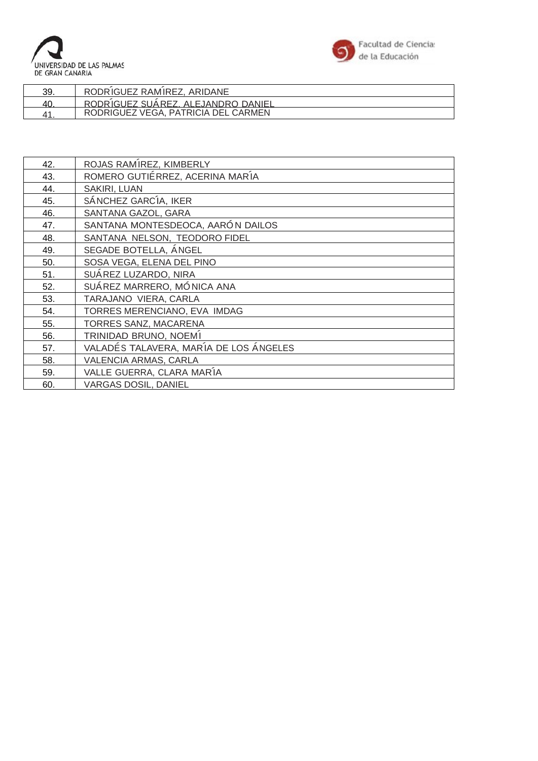UNIVERSIDAD DE LAS PALMAS DE GRAN CANARIA

Facultad de Ciencias de la Educación

| | |
|---|---|
| 39. | RODRÍGUEZ RAMÍREZ, ARIDANE |
| 40. | RODRÍGUEZ SUÁREZ, ALEJANDRO DANIEL |
| 41. | RODRIGUEZ VEGA, PATRICIA DEL CARMEN |

| | |
|---|---|
| 42. | ROJAS RAMÍREZ, KIMBERLY |
| 43. | ROMERO GUTIÉRREZ, ACERINA MARÍA |
| 44. | SAKIRI, LUAN |
| 45. | SÁNCHEZ GARCÍA, IKER |
| 46. | SANTANA GAZOL, GARA |
| 47. | SANTANA MONTESDEOCA, AARÓN DAILOS |
| 48. | SANTANA NELSON, TEODORO FIDEL |
| 49. | SEGADE BOTELLA, ÁNGEL |
| 50. | SOSA VEGA, ELENA DEL PINO |
| 51. | SUÁREZ LUZARDO, NIRA |
| 52. | SUÁREZ MARRERO, MÓNICA ANA |
| 53. | TARAJANO VIERA, CARLA |
| 54. | TORRES MERENCIANO, EVA IMDAG |
| 55. | TORRES SANZ, MACARENA |
| 56. | TRINIDAD BRUNO, NOEMÍ |
| 57. | VALADÉS TALAVERA, MARÍA DE LOS ÁNGELES |
| 58. | VALENCIA ARMAS, CARLA |
| 59. | VALLE GUERRA, CLARA MARÍA |
| 60. | VARGAS DOSIL, DANIEL |